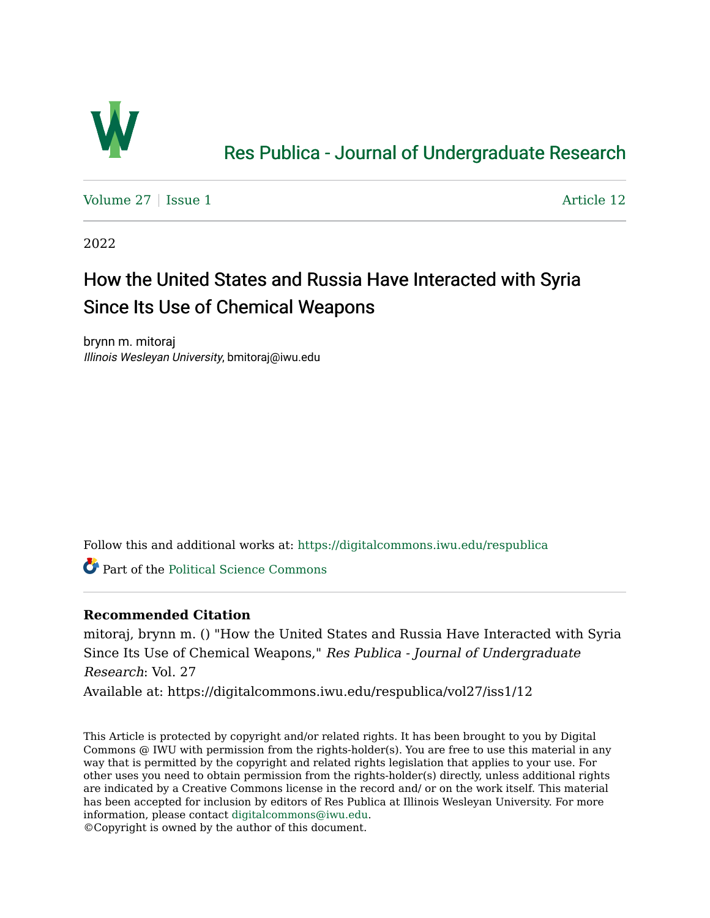# Res Publica - Journal of Undergraduate Research

Volume 27 | Issue 1 Article 12

2022

## How the United States and Russia Have Interacted with Syria Since Its Use of Chemical Weapons

brynn m. mitoraj
*Illinois Wesleyan University*, bmitoraj@iwu.edu

Follow this and additional works at: https://digitalcommons.iwu.edu/respublica

Part of the Political Science Commons

**Recommended Citation**

mitoraj, brynn m. () "How the United States and Russia Have Interacted with Syria Since Its Use of Chemical Weapons," *Res Publica - Journal of Undergraduate Research*: Vol. 27
Available at: https://digitalcommons.iwu.edu/respublica/vol27/iss1/12

This Article is protected by copyright and/or related rights. It has been brought to you by Digital Commons @ IWU with permission from the rights-holder(s). You are free to use this material in any way that is permitted by the copyright and related rights legislation that applies to your use. For other uses you need to obtain permission from the rights-holder(s) directly, unless additional rights are indicated by a Creative Commons license in the record and/ or on the work itself. This material has been accepted for inclusion by editors of Res Publica at Illinois Wesleyan University. For more information, please contact digitalcommons@iwu.edu.
©Copyright is owned by the author of this document.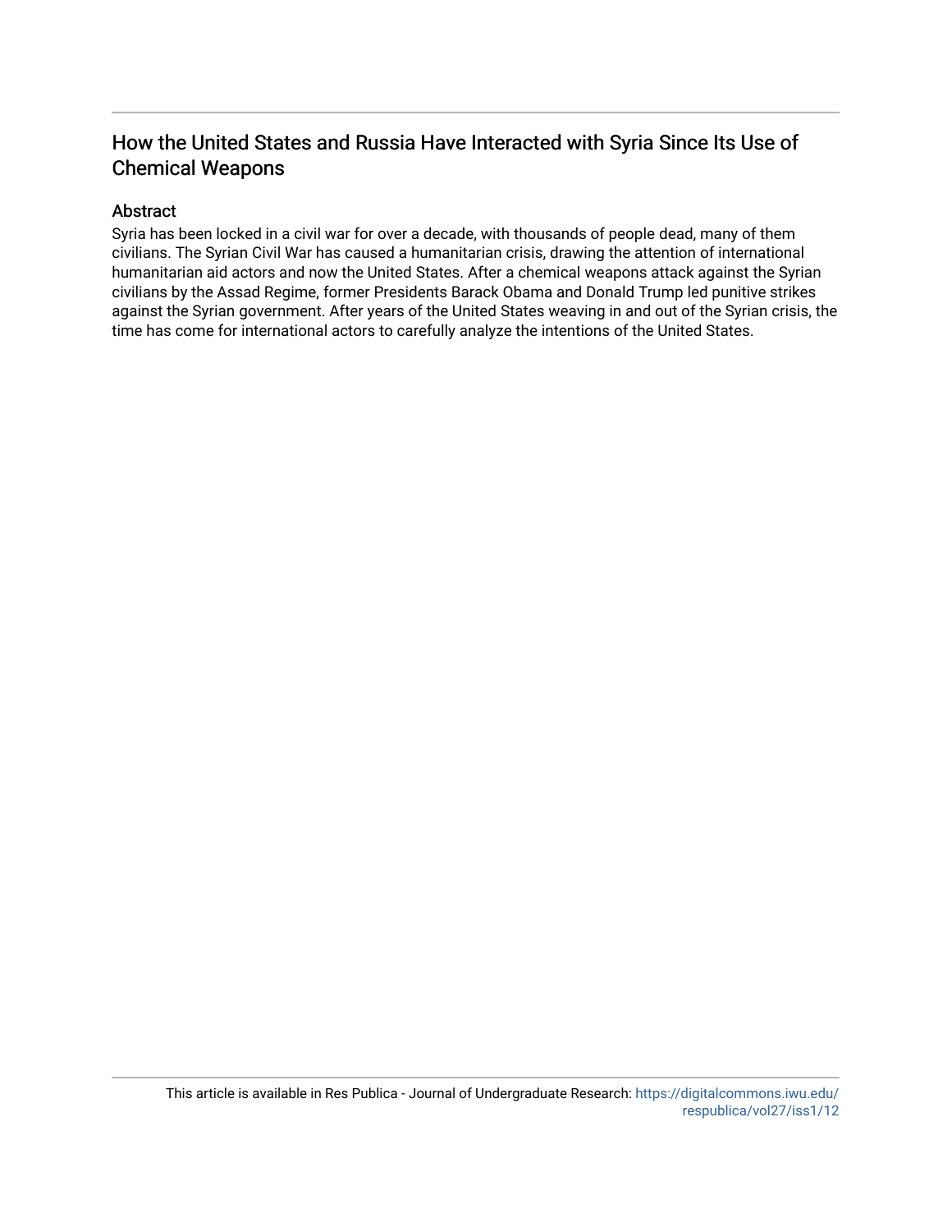## How the United States and Russia Have Interacted with Syria Since Its Use of Chemical Weapons

### Abstract

Syria has been locked in a civil war for over a decade, with thousands of people dead, many of them civilians. The Syrian Civil War has caused a humanitarian crisis, drawing the attention of international humanitarian aid actors and now the United States. After a chemical weapons attack against the Syrian civilians by the Assad Regime, former Presidents Barack Obama and Donald Trump led punitive strikes against the Syrian government. After years of the United States weaving in and out of the Syrian crisis, the time has come for international actors to carefully analyze the intentions of the United States.

This article is available in Res Publica - Journal of Undergraduate Research: https://digitalcommons.iwu.edu/respublica/vol27/iss1/12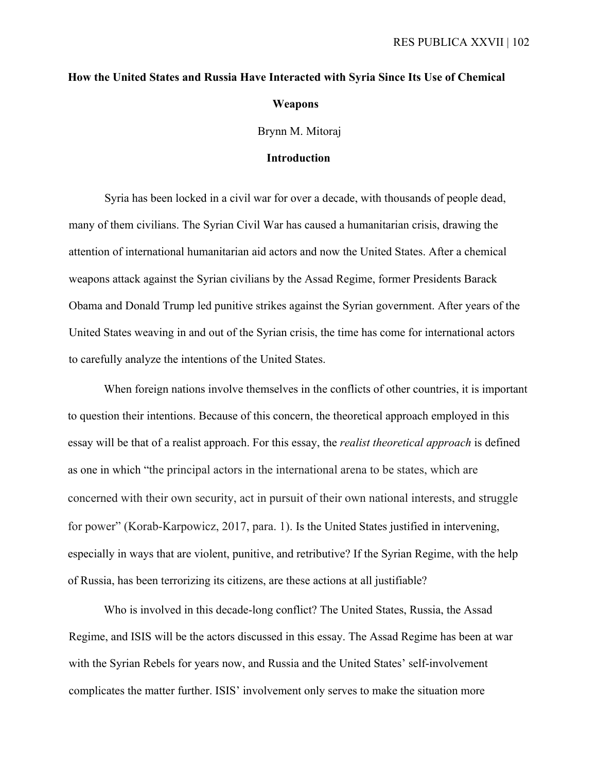# How the United States and Russia Have Interacted with Syria Since Its Use of Chemical Weapons

Brynn M. Mitoraj

## Introduction

Syria has been locked in a civil war for over a decade, with thousands of people dead, many of them civilians. The Syrian Civil War has caused a humanitarian crisis, drawing the attention of international humanitarian aid actors and now the United States. After a chemical weapons attack against the Syrian civilians by the Assad Regime, former Presidents Barack Obama and Donald Trump led punitive strikes against the Syrian government. After years of the United States weaving in and out of the Syrian crisis, the time has come for international actors to carefully analyze the intentions of the United States.

When foreign nations involve themselves in the conflicts of other countries, it is important to question their intentions. Because of this concern, the theoretical approach employed in this essay will be that of a realist approach. For this essay, the *realist theoretical approach* is defined as one in which "the principal actors in the international arena to be states, which are concerned with their own security, act in pursuit of their own national interests, and struggle for power" (Korab-Karpowicz, 2017, para. 1). Is the United States justified in intervening, especially in ways that are violent, punitive, and retributive? If the Syrian Regime, with the help of Russia, has been terrorizing its citizens, are these actions at all justifiable?

Who is involved in this decade-long conflict? The United States, Russia, the Assad Regime, and ISIS will be the actors discussed in this essay. The Assad Regime has been at war with the Syrian Rebels for years now, and Russia and the United States' self-involvement complicates the matter further. ISIS' involvement only serves to make the situation more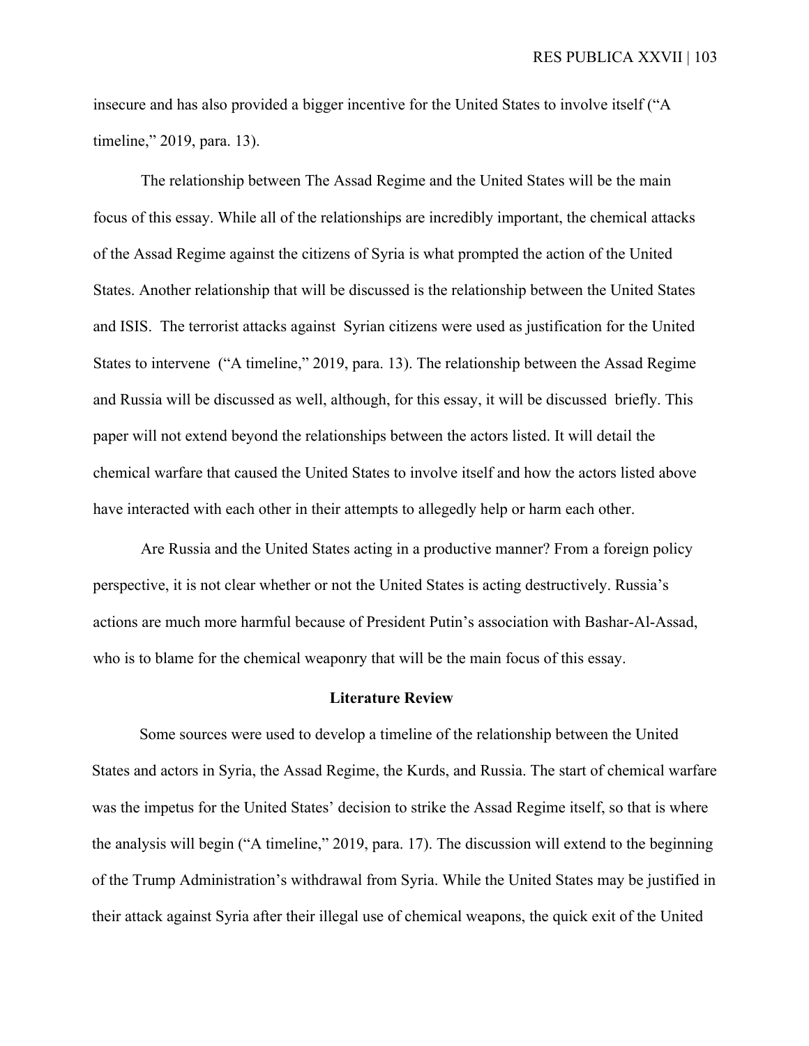insecure and has also provided a bigger incentive for the United States to involve itself ("A timeline," 2019, para. 13).

The relationship between The Assad Regime and the United States will be the main focus of this essay. While all of the relationships are incredibly important, the chemical attacks of the Assad Regime against the citizens of Syria is what prompted the action of the United States. Another relationship that will be discussed is the relationship between the United States and ISIS. The terrorist attacks against Syrian citizens were used as justification for the United States to intervene ("A timeline," 2019, para. 13). The relationship between the Assad Regime and Russia will be discussed as well, although, for this essay, it will be discussed briefly. This paper will not extend beyond the relationships between the actors listed. It will detail the chemical warfare that caused the United States to involve itself and how the actors listed above have interacted with each other in their attempts to allegedly help or harm each other.

Are Russia and the United States acting in a productive manner? From a foreign policy perspective, it is not clear whether or not the United States is acting destructively. Russia's actions are much more harmful because of President Putin's association with Bashar-Al-Assad, who is to blame for the chemical weaponry that will be the main focus of this essay.

## Literature Review

Some sources were used to develop a timeline of the relationship between the United States and actors in Syria, the Assad Regime, the Kurds, and Russia. The start of chemical warfare was the impetus for the United States' decision to strike the Assad Regime itself, so that is where the analysis will begin ("A timeline," 2019, para. 17). The discussion will extend to the beginning of the Trump Administration's withdrawal from Syria. While the United States may be justified in their attack against Syria after their illegal use of chemical weapons, the quick exit of the United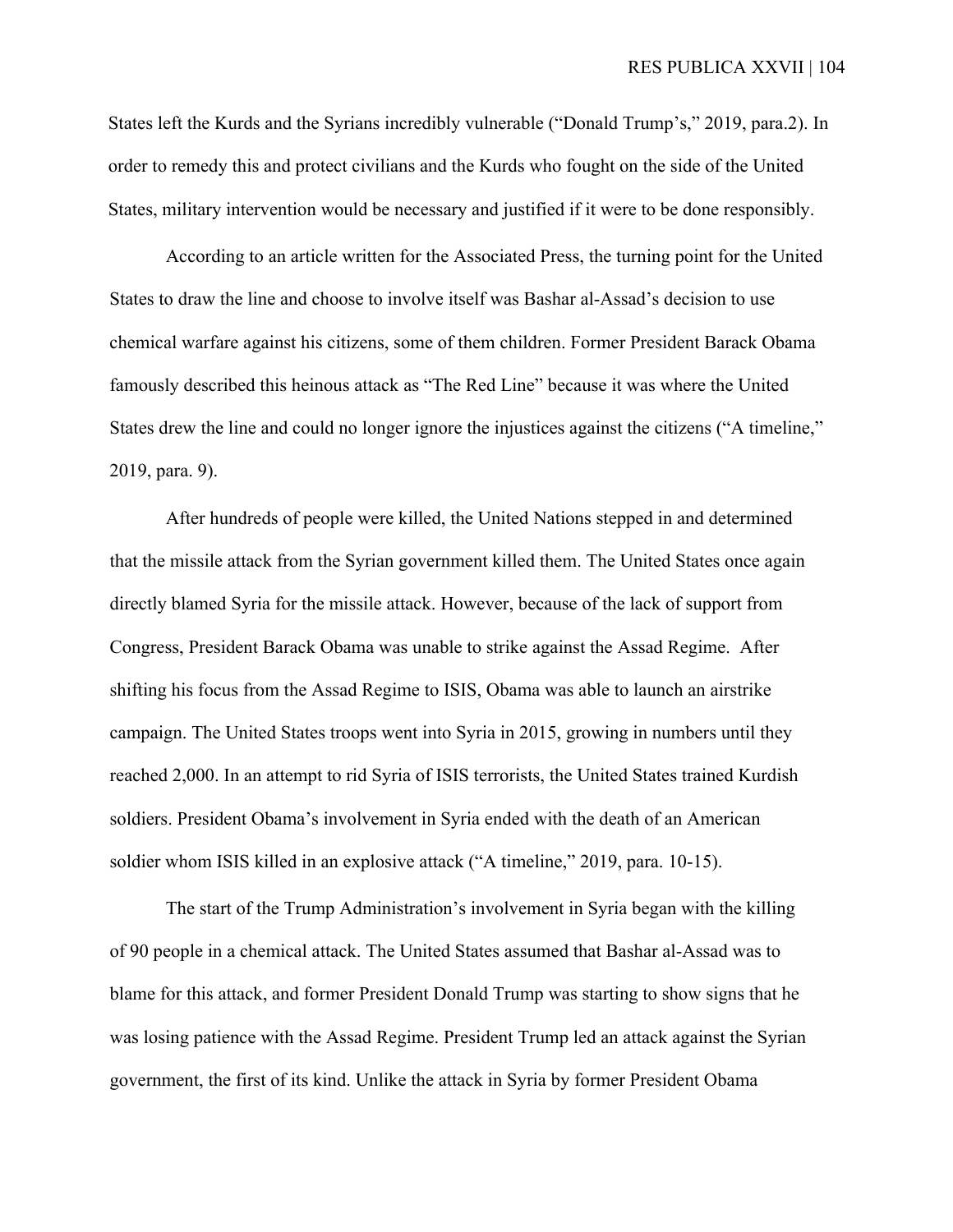States left the Kurds and the Syrians incredibly vulnerable ("Donald Trump's," 2019, para.2). In order to remedy this and protect civilians and the Kurds who fought on the side of the United States, military intervention would be necessary and justified if it were to be done responsibly.

According to an article written for the Associated Press, the turning point for the United States to draw the line and choose to involve itself was Bashar al-Assad's decision to use chemical warfare against his citizens, some of them children. Former President Barack Obama famously described this heinous attack as "The Red Line" because it was where the United States drew the line and could no longer ignore the injustices against the citizens ("A timeline," 2019, para. 9).

After hundreds of people were killed, the United Nations stepped in and determined that the missile attack from the Syrian government killed them. The United States once again directly blamed Syria for the missile attack. However, because of the lack of support from Congress, President Barack Obama was unable to strike against the Assad Regime. After shifting his focus from the Assad Regime to ISIS, Obama was able to launch an airstrike campaign. The United States troops went into Syria in 2015, growing in numbers until they reached 2,000. In an attempt to rid Syria of ISIS terrorists, the United States trained Kurdish soldiers. President Obama's involvement in Syria ended with the death of an American soldier whom ISIS killed in an explosive attack ("A timeline," 2019, para. 10-15).

The start of the Trump Administration's involvement in Syria began with the killing of 90 people in a chemical attack. The United States assumed that Bashar al-Assad was to blame for this attack, and former President Donald Trump was starting to show signs that he was losing patience with the Assad Regime. President Trump led an attack against the Syrian government, the first of its kind. Unlike the attack in Syria by former President Obama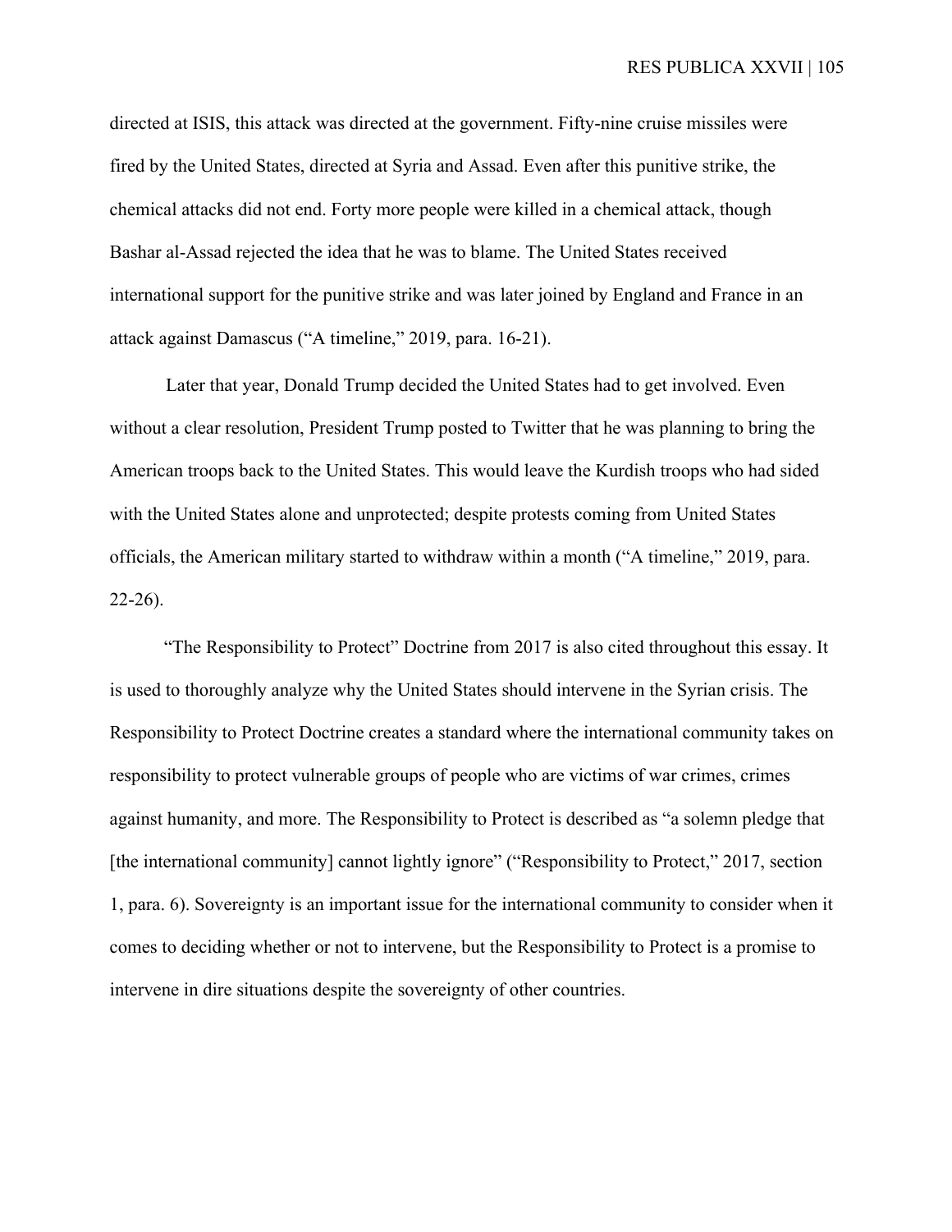directed at ISIS, this attack was directed at the government. Fifty-nine cruise missiles were fired by the United States, directed at Syria and Assad. Even after this punitive strike, the chemical attacks did not end. Forty more people were killed in a chemical attack, though Bashar al-Assad rejected the idea that he was to blame. The United States received international support for the punitive strike and was later joined by England and France in an attack against Damascus ("A timeline," 2019, para. 16-21).

Later that year, Donald Trump decided the United States had to get involved. Even without a clear resolution, President Trump posted to Twitter that he was planning to bring the American troops back to the United States. This would leave the Kurdish troops who had sided with the United States alone and unprotected; despite protests coming from United States officials, the American military started to withdraw within a month ("A timeline," 2019, para. 22-26).

"The Responsibility to Protect" Doctrine from 2017 is also cited throughout this essay. It is used to thoroughly analyze why the United States should intervene in the Syrian crisis. The Responsibility to Protect Doctrine creates a standard where the international community takes on responsibility to protect vulnerable groups of people who are victims of war crimes, crimes against humanity, and more. The Responsibility to Protect is described as "a solemn pledge that [the international community] cannot lightly ignore" ("Responsibility to Protect," 2017, section 1, para. 6). Sovereignty is an important issue for the international community to consider when it comes to deciding whether or not to intervene, but the Responsibility to Protect is a promise to intervene in dire situations despite the sovereignty of other countries.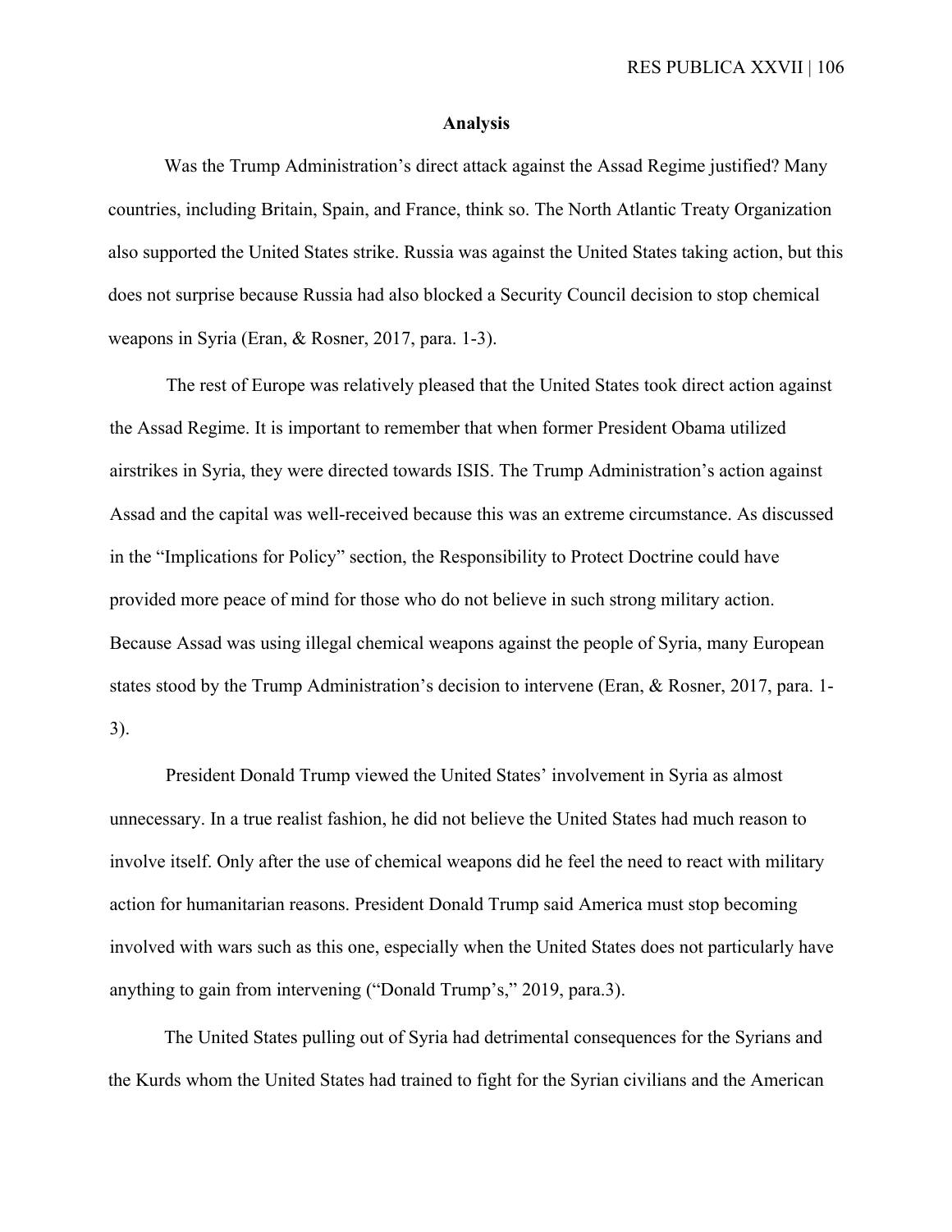## Analysis

Was the Trump Administration's direct attack against the Assad Regime justified? Many countries, including Britain, Spain, and France, think so. The North Atlantic Treaty Organization also supported the United States strike. Russia was against the United States taking action, but this does not surprise because Russia had also blocked a Security Council decision to stop chemical weapons in Syria (Eran, & Rosner, 2017, para. 1-3).

The rest of Europe was relatively pleased that the United States took direct action against the Assad Regime. It is important to remember that when former President Obama utilized airstrikes in Syria, they were directed towards ISIS. The Trump Administration's action against Assad and the capital was well-received because this was an extreme circumstance. As discussed in the "Implications for Policy" section, the Responsibility to Protect Doctrine could have provided more peace of mind for those who do not believe in such strong military action. Because Assad was using illegal chemical weapons against the people of Syria, many European states stood by the Trump Administration's decision to intervene (Eran, & Rosner, 2017, para. 1-3).

President Donald Trump viewed the United States' involvement in Syria as almost unnecessary. In a true realist fashion, he did not believe the United States had much reason to involve itself. Only after the use of chemical weapons did he feel the need to react with military action for humanitarian reasons. President Donald Trump said America must stop becoming involved with wars such as this one, especially when the United States does not particularly have anything to gain from intervening ("Donald Trump's," 2019, para.3).

The United States pulling out of Syria had detrimental consequences for the Syrians and the Kurds whom the United States had trained to fight for the Syrian civilians and the American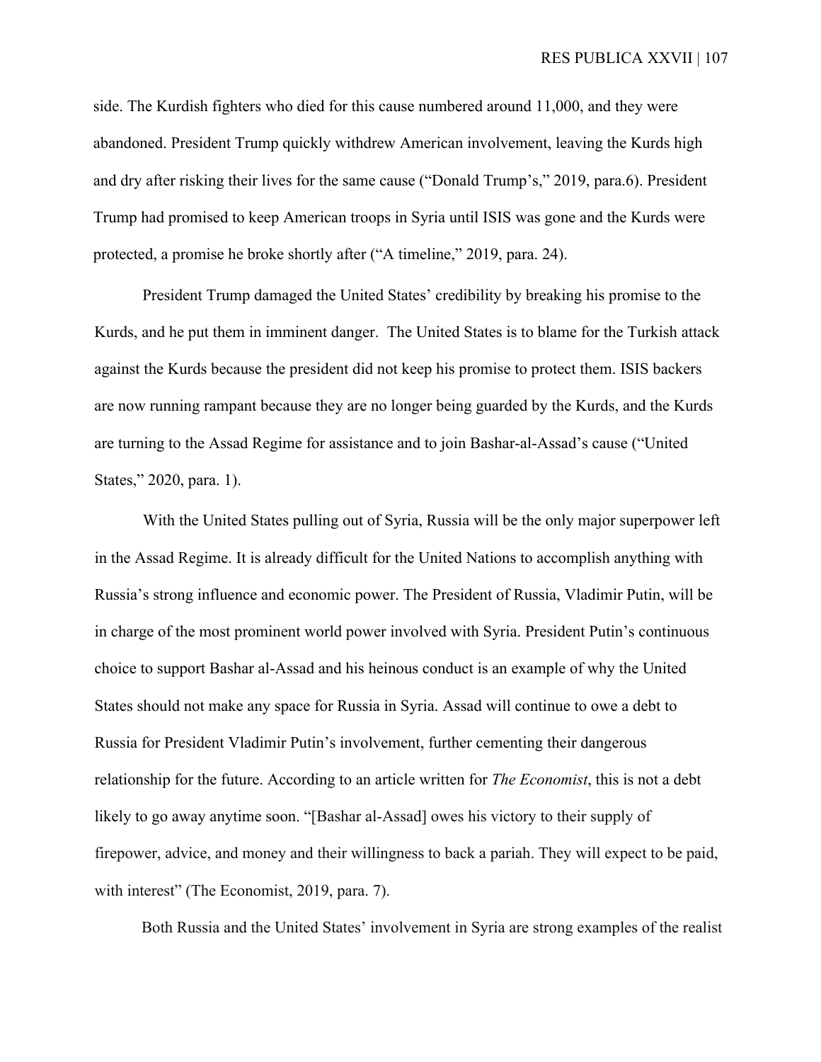side. The Kurdish fighters who died for this cause numbered around 11,000, and they were abandoned. President Trump quickly withdrew American involvement, leaving the Kurds high and dry after risking their lives for the same cause ("Donald Trump's," 2019, para.6). President Trump had promised to keep American troops in Syria until ISIS was gone and the Kurds were protected, a promise he broke shortly after ("A timeline," 2019, para. 24).

President Trump damaged the United States' credibility by breaking his promise to the Kurds, and he put them in imminent danger. The United States is to blame for the Turkish attack against the Kurds because the president did not keep his promise to protect them. ISIS backers are now running rampant because they are no longer being guarded by the Kurds, and the Kurds are turning to the Assad Regime for assistance and to join Bashar-al-Assad's cause ("United States," 2020, para. 1).

With the United States pulling out of Syria, Russia will be the only major superpower left in the Assad Regime. It is already difficult for the United Nations to accomplish anything with Russia's strong influence and economic power. The President of Russia, Vladimir Putin, will be in charge of the most prominent world power involved with Syria. President Putin's continuous choice to support Bashar al-Assad and his heinous conduct is an example of why the United States should not make any space for Russia in Syria. Assad will continue to owe a debt to Russia for President Vladimir Putin's involvement, further cementing their dangerous relationship for the future. According to an article written for *The Economist*, this is not a debt likely to go away anytime soon. "[Bashar al-Assad] owes his victory to their supply of firepower, advice, and money and their willingness to back a pariah. They will expect to be paid, with interest" (The Economist, 2019, para. 7).

Both Russia and the United States' involvement in Syria are strong examples of the realist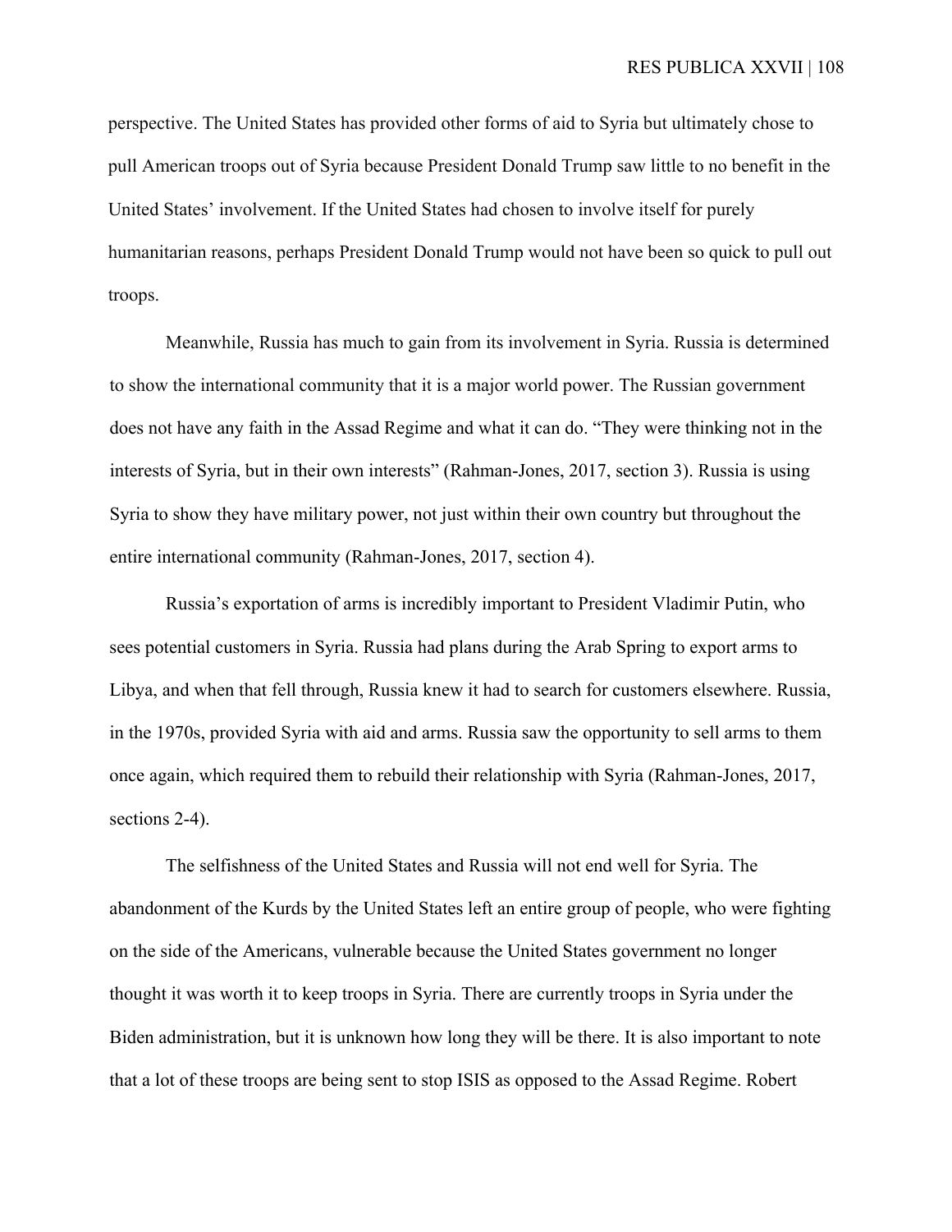perspective. The United States has provided other forms of aid to Syria but ultimately chose to pull American troops out of Syria because President Donald Trump saw little to no benefit in the United States' involvement. If the United States had chosen to involve itself for purely humanitarian reasons, perhaps President Donald Trump would not have been so quick to pull out troops.

Meanwhile, Russia has much to gain from its involvement in Syria. Russia is determined to show the international community that it is a major world power. The Russian government does not have any faith in the Assad Regime and what it can do. "They were thinking not in the interests of Syria, but in their own interests" (Rahman-Jones, 2017, section 3). Russia is using Syria to show they have military power, not just within their own country but throughout the entire international community (Rahman-Jones, 2017, section 4).

Russia's exportation of arms is incredibly important to President Vladimir Putin, who sees potential customers in Syria. Russia had plans during the Arab Spring to export arms to Libya, and when that fell through, Russia knew it had to search for customers elsewhere. Russia, in the 1970s, provided Syria with aid and arms. Russia saw the opportunity to sell arms to them once again, which required them to rebuild their relationship with Syria (Rahman-Jones, 2017, sections 2-4).

The selfishness of the United States and Russia will not end well for Syria. The abandonment of the Kurds by the United States left an entire group of people, who were fighting on the side of the Americans, vulnerable because the United States government no longer thought it was worth it to keep troops in Syria. There are currently troops in Syria under the Biden administration, but it is unknown how long they will be there. It is also important to note that a lot of these troops are being sent to stop ISIS as opposed to the Assad Regime. Robert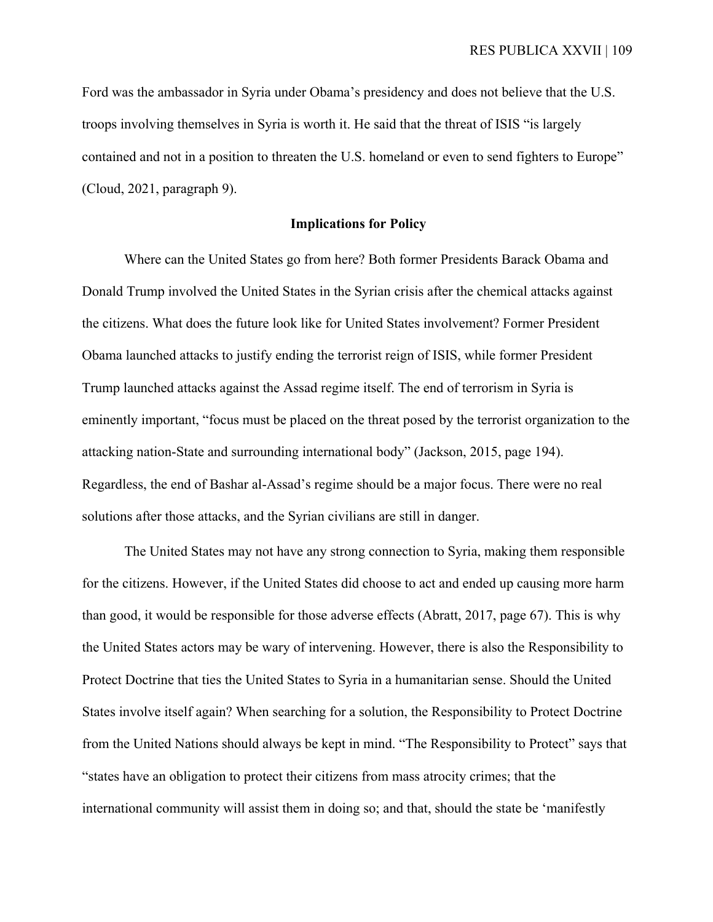Ford was the ambassador in Syria under Obama's presidency and does not believe that the U.S. troops involving themselves in Syria is worth it. He said that the threat of ISIS "is largely contained and not in a position to threaten the U.S. homeland or even to send fighters to Europe" (Cloud, 2021, paragraph 9).

## Implications for Policy

Where can the United States go from here? Both former Presidents Barack Obama and Donald Trump involved the United States in the Syrian crisis after the chemical attacks against the citizens. What does the future look like for United States involvement? Former President Obama launched attacks to justify ending the terrorist reign of ISIS, while former President Trump launched attacks against the Assad regime itself. The end of terrorism in Syria is eminently important, "focus must be placed on the threat posed by the terrorist organization to the attacking nation-State and surrounding international body" (Jackson, 2015, page 194). Regardless, the end of Bashar al-Assad's regime should be a major focus. There were no real solutions after those attacks, and the Syrian civilians are still in danger.

The United States may not have any strong connection to Syria, making them responsible for the citizens. However, if the United States did choose to act and ended up causing more harm than good, it would be responsible for those adverse effects (Abratt, 2017, page 67). This is why the United States actors may be wary of intervening. However, there is also the Responsibility to Protect Doctrine that ties the United States to Syria in a humanitarian sense. Should the United States involve itself again? When searching for a solution, the Responsibility to Protect Doctrine from the United Nations should always be kept in mind. "The Responsibility to Protect" says that "states have an obligation to protect their citizens from mass atrocity crimes; that the international community will assist them in doing so; and that, should the state be 'manifestly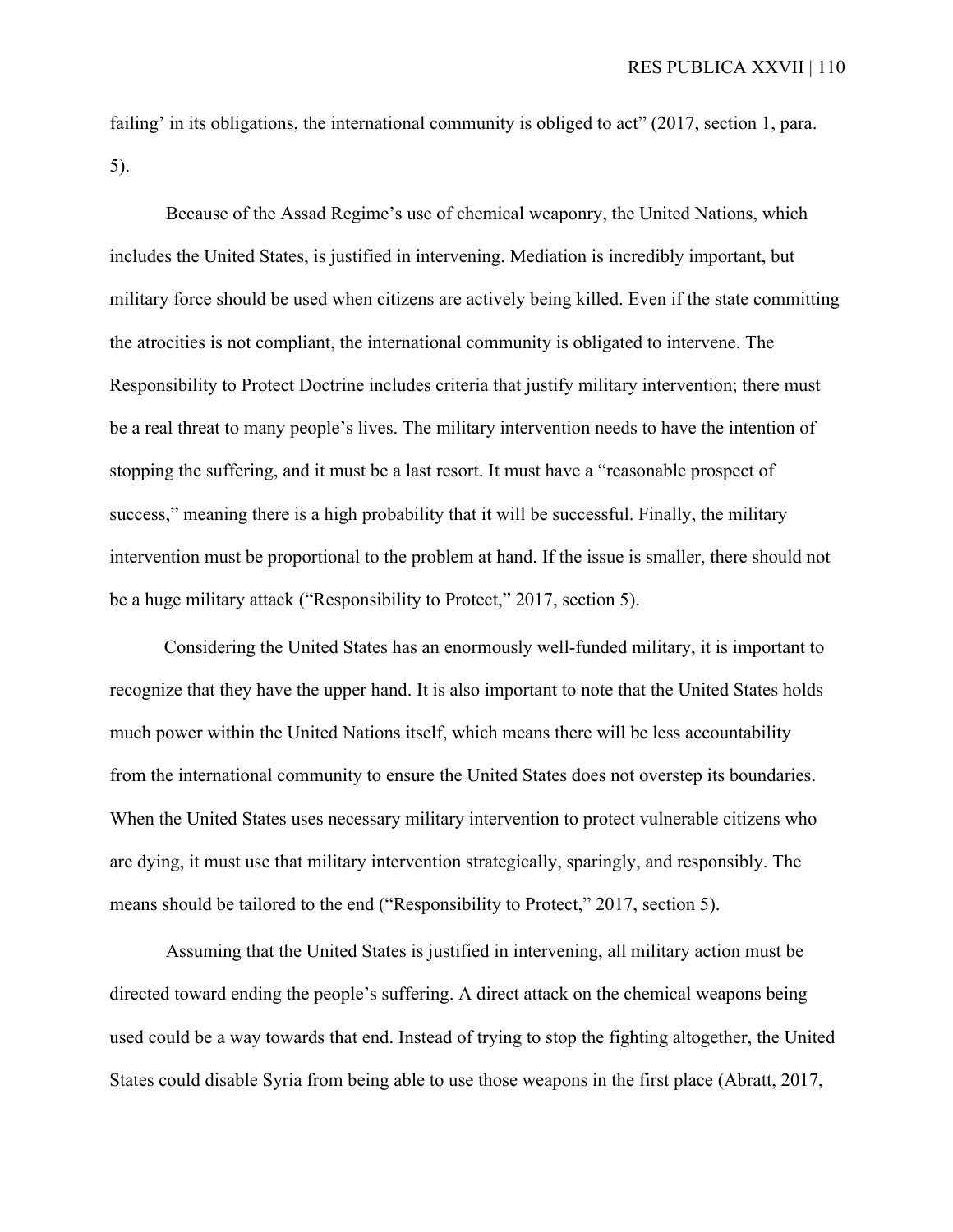failing' in its obligations, the international community is obliged to act" (2017, section 1, para. 5).

Because of the Assad Regime's use of chemical weaponry, the United Nations, which includes the United States, is justified in intervening. Mediation is incredibly important, but military force should be used when citizens are actively being killed. Even if the state committing the atrocities is not compliant, the international community is obligated to intervene. The Responsibility to Protect Doctrine includes criteria that justify military intervention; there must be a real threat to many people's lives. The military intervention needs to have the intention of stopping the suffering, and it must be a last resort. It must have a "reasonable prospect of success," meaning there is a high probability that it will be successful. Finally, the military intervention must be proportional to the problem at hand. If the issue is smaller, there should not be a huge military attack ("Responsibility to Protect," 2017, section 5).

Considering the United States has an enormously well-funded military, it is important to recognize that they have the upper hand. It is also important to note that the United States holds much power within the United Nations itself, which means there will be less accountability from the international community to ensure the United States does not overstep its boundaries. When the United States uses necessary military intervention to protect vulnerable citizens who are dying, it must use that military intervention strategically, sparingly, and responsibly. The means should be tailored to the end ("Responsibility to Protect," 2017, section 5).

Assuming that the United States is justified in intervening, all military action must be directed toward ending the people's suffering. A direct attack on the chemical weapons being used could be a way towards that end. Instead of trying to stop the fighting altogether, the United States could disable Syria from being able to use those weapons in the first place (Abratt, 2017,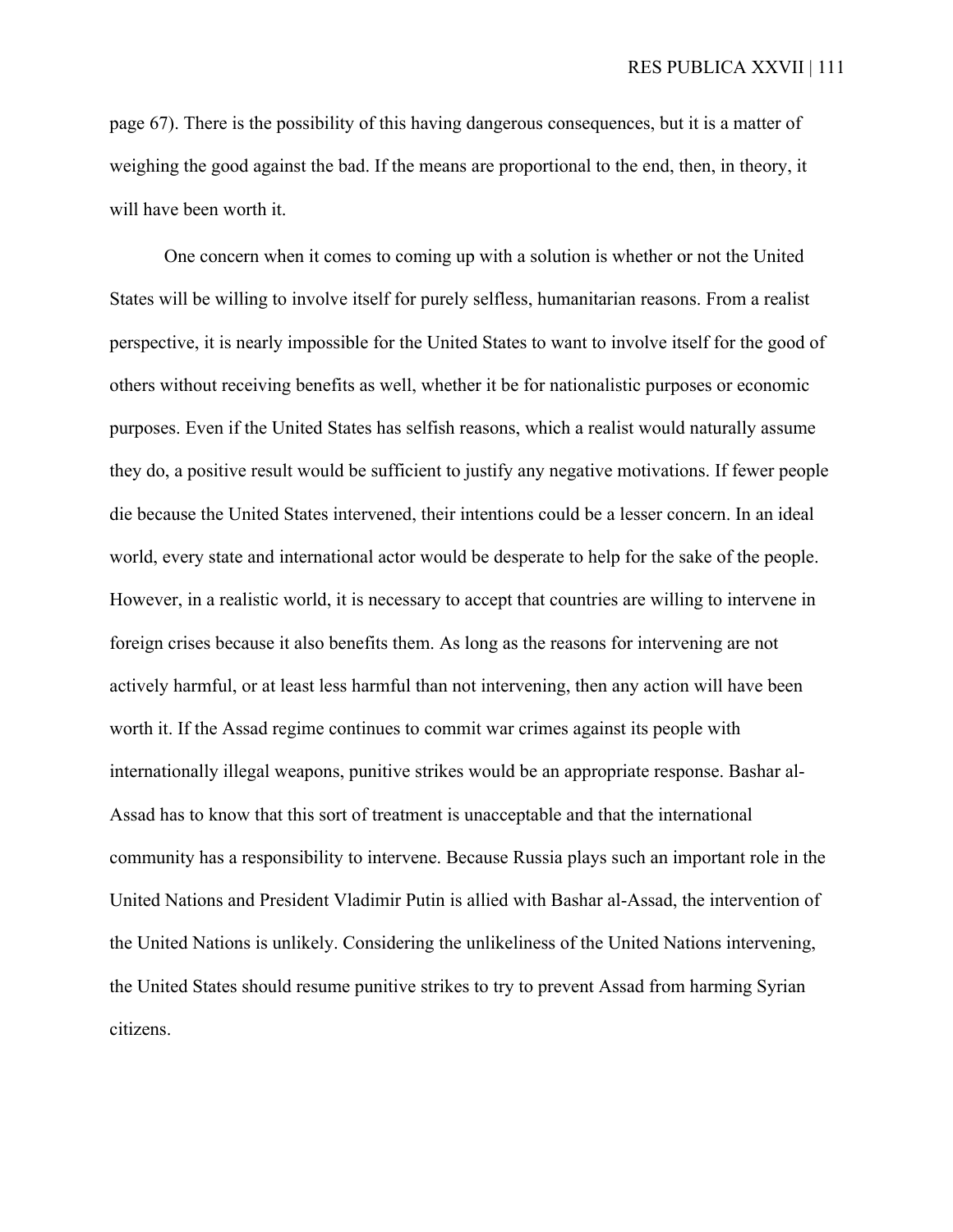page 67). There is the possibility of this having dangerous consequences, but it is a matter of weighing the good against the bad. If the means are proportional to the end, then, in theory, it will have been worth it.

One concern when it comes to coming up with a solution is whether or not the United States will be willing to involve itself for purely selfless, humanitarian reasons. From a realist perspective, it is nearly impossible for the United States to want to involve itself for the good of others without receiving benefits as well, whether it be for nationalistic purposes or economic purposes. Even if the United States has selfish reasons, which a realist would naturally assume they do, a positive result would be sufficient to justify any negative motivations. If fewer people die because the United States intervened, their intentions could be a lesser concern. In an ideal world, every state and international actor would be desperate to help for the sake of the people. However, in a realistic world, it is necessary to accept that countries are willing to intervene in foreign crises because it also benefits them. As long as the reasons for intervening are not actively harmful, or at least less harmful than not intervening, then any action will have been worth it. If the Assad regime continues to commit war crimes against its people with internationally illegal weapons, punitive strikes would be an appropriate response. Bashar al-Assad has to know that this sort of treatment is unacceptable and that the international community has a responsibility to intervene. Because Russia plays such an important role in the United Nations and President Vladimir Putin is allied with Bashar al-Assad, the intervention of the United Nations is unlikely. Considering the unlikeliness of the United Nations intervening, the United States should resume punitive strikes to try to prevent Assad from harming Syrian citizens.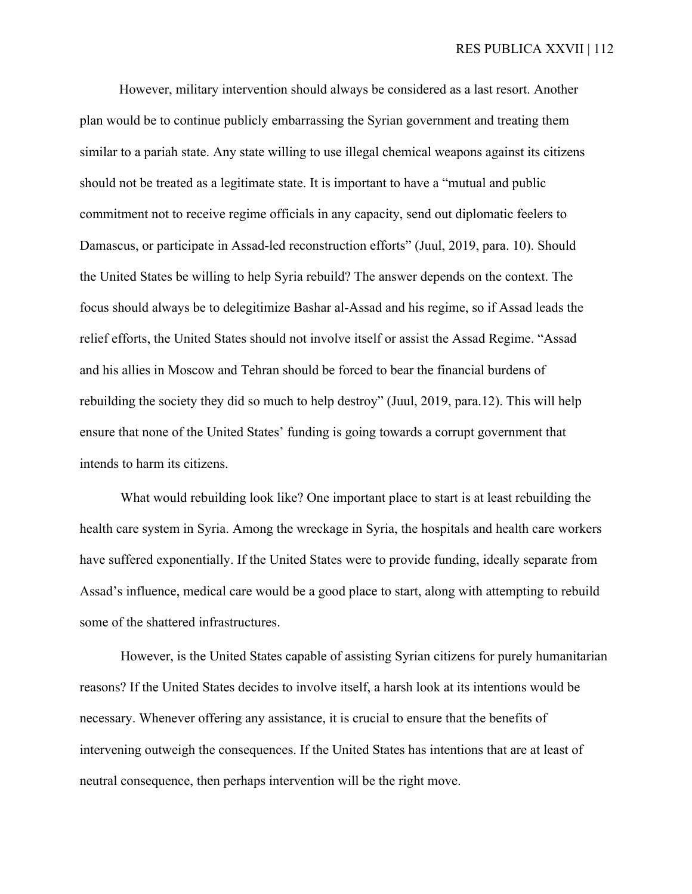However, military intervention should always be considered as a last resort. Another plan would be to continue publicly embarrassing the Syrian government and treating them similar to a pariah state. Any state willing to use illegal chemical weapons against its citizens should not be treated as a legitimate state. It is important to have a "mutual and public commitment not to receive regime officials in any capacity, send out diplomatic feelers to Damascus, or participate in Assad-led reconstruction efforts" (Juul, 2019, para. 10). Should the United States be willing to help Syria rebuild? The answer depends on the context. The focus should always be to delegitimize Bashar al-Assad and his regime, so if Assad leads the relief efforts, the United States should not involve itself or assist the Assad Regime. "Assad and his allies in Moscow and Tehran should be forced to bear the financial burdens of rebuilding the society they did so much to help destroy" (Juul, 2019, para.12). This will help ensure that none of the United States' funding is going towards a corrupt government that intends to harm its citizens.

What would rebuilding look like? One important place to start is at least rebuilding the health care system in Syria. Among the wreckage in Syria, the hospitals and health care workers have suffered exponentially. If the United States were to provide funding, ideally separate from Assad's influence, medical care would be a good place to start, along with attempting to rebuild some of the shattered infrastructures.

However, is the United States capable of assisting Syrian citizens for purely humanitarian reasons? If the United States decides to involve itself, a harsh look at its intentions would be necessary. Whenever offering any assistance, it is crucial to ensure that the benefits of intervening outweigh the consequences. If the United States has intentions that are at least of neutral consequence, then perhaps intervention will be the right move.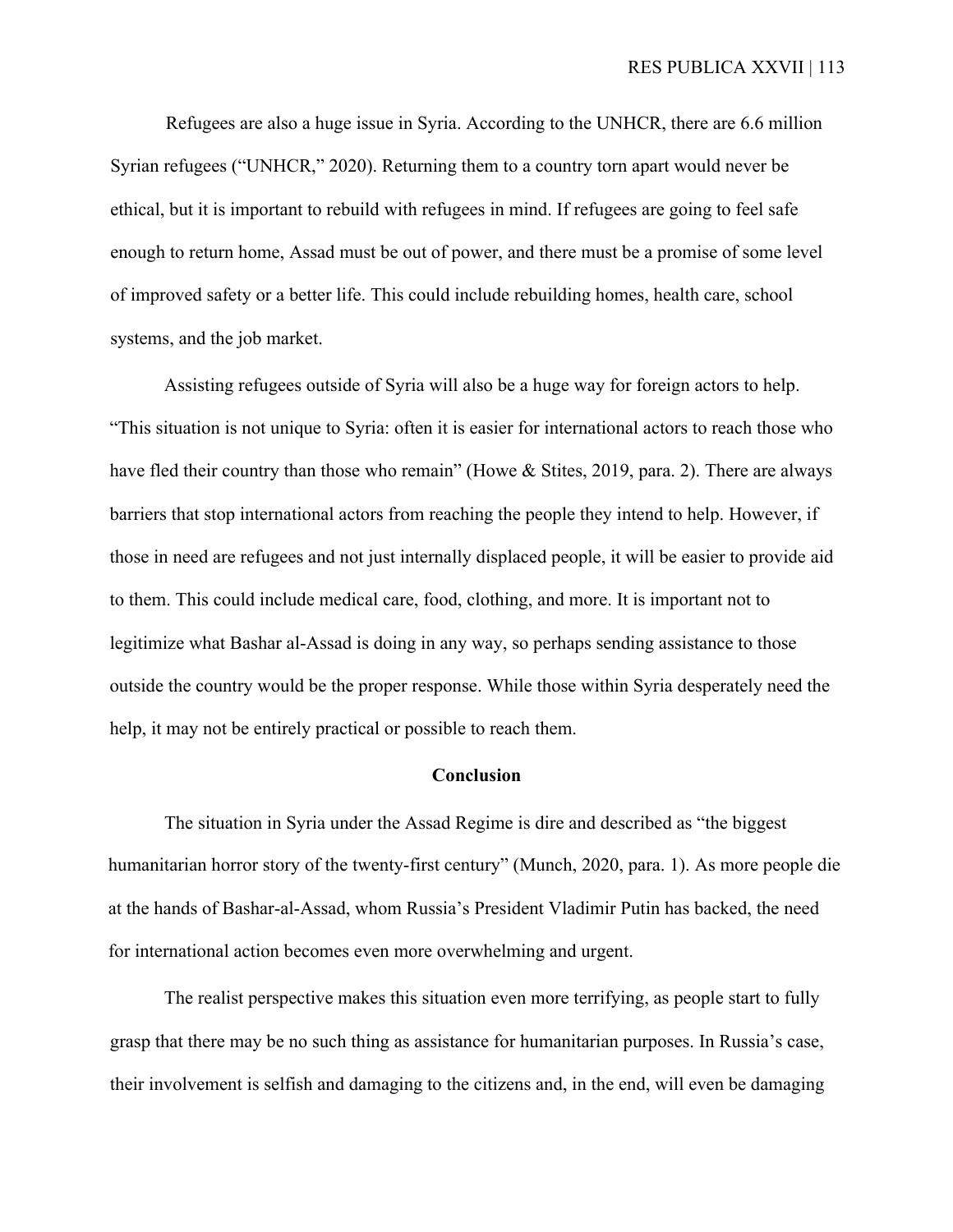Refugees are also a huge issue in Syria. According to the UNHCR, there are 6.6 million Syrian refugees ("UNHCR," 2020). Returning them to a country torn apart would never be ethical, but it is important to rebuild with refugees in mind. If refugees are going to feel safe enough to return home, Assad must be out of power, and there must be a promise of some level of improved safety or a better life. This could include rebuilding homes, health care, school systems, and the job market.

Assisting refugees outside of Syria will also be a huge way for foreign actors to help. "This situation is not unique to Syria: often it is easier for international actors to reach those who have fled their country than those who remain" (Howe & Stites, 2019, para. 2). There are always barriers that stop international actors from reaching the people they intend to help. However, if those in need are refugees and not just internally displaced people, it will be easier to provide aid to them. This could include medical care, food, clothing, and more. It is important not to legitimize what Bashar al-Assad is doing in any way, so perhaps sending assistance to those outside the country would be the proper response. While those within Syria desperately need the help, it may not be entirely practical or possible to reach them.

## Conclusion

The situation in Syria under the Assad Regime is dire and described as "the biggest humanitarian horror story of the twenty-first century" (Munch, 2020, para. 1). As more people die at the hands of Bashar-al-Assad, whom Russia's President Vladimir Putin has backed, the need for international action becomes even more overwhelming and urgent.

The realist perspective makes this situation even more terrifying, as people start to fully grasp that there may be no such thing as assistance for humanitarian purposes. In Russia's case, their involvement is selfish and damaging to the citizens and, in the end, will even be damaging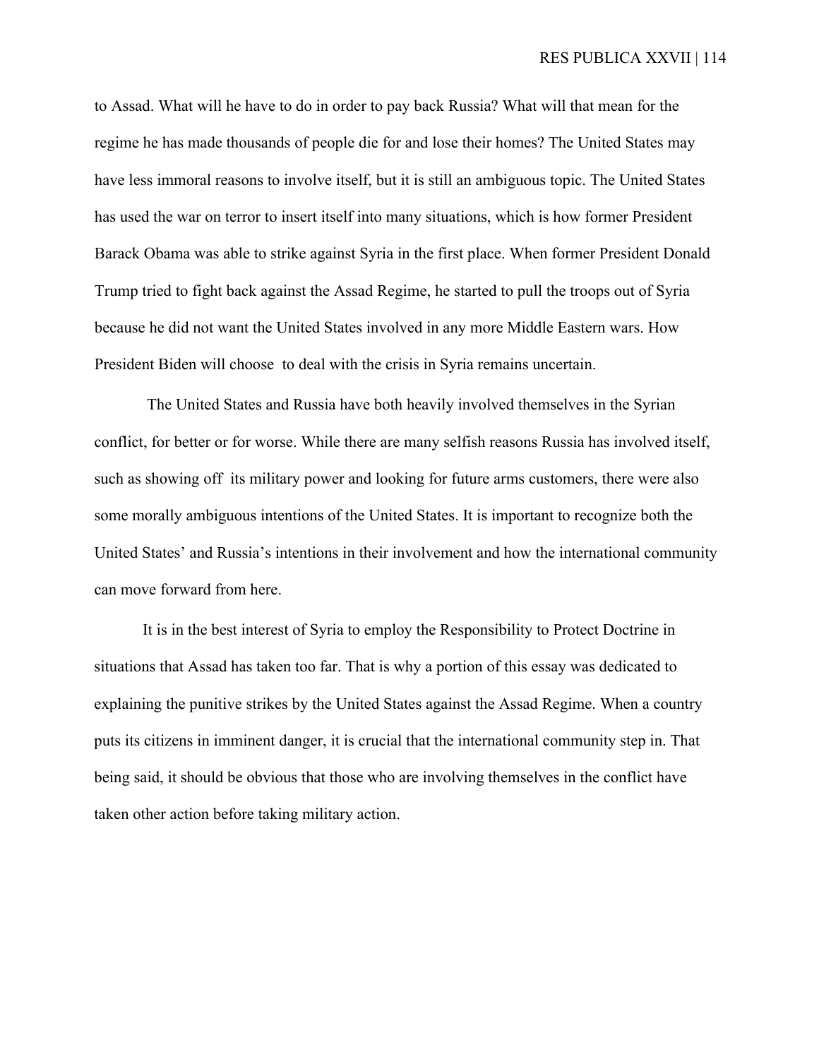to Assad. What will he have to do in order to pay back Russia? What will that mean for the regime he has made thousands of people die for and lose their homes? The United States may have less immoral reasons to involve itself, but it is still an ambiguous topic. The United States has used the war on terror to insert itself into many situations, which is how former President Barack Obama was able to strike against Syria in the first place. When former President Donald Trump tried to fight back against the Assad Regime, he started to pull the troops out of Syria because he did not want the United States involved in any more Middle Eastern wars. How President Biden will choose to deal with the crisis in Syria remains uncertain.

The United States and Russia have both heavily involved themselves in the Syrian conflict, for better or for worse. While there are many selfish reasons Russia has involved itself, such as showing off its military power and looking for future arms customers, there were also some morally ambiguous intentions of the United States. It is important to recognize both the United States' and Russia's intentions in their involvement and how the international community can move forward from here.

It is in the best interest of Syria to employ the Responsibility to Protect Doctrine in situations that Assad has taken too far. That is why a portion of this essay was dedicated to explaining the punitive strikes by the United States against the Assad Regime. When a country puts its citizens in imminent danger, it is crucial that the international community step in. That being said, it should be obvious that those who are involving themselves in the conflict have taken other action before taking military action.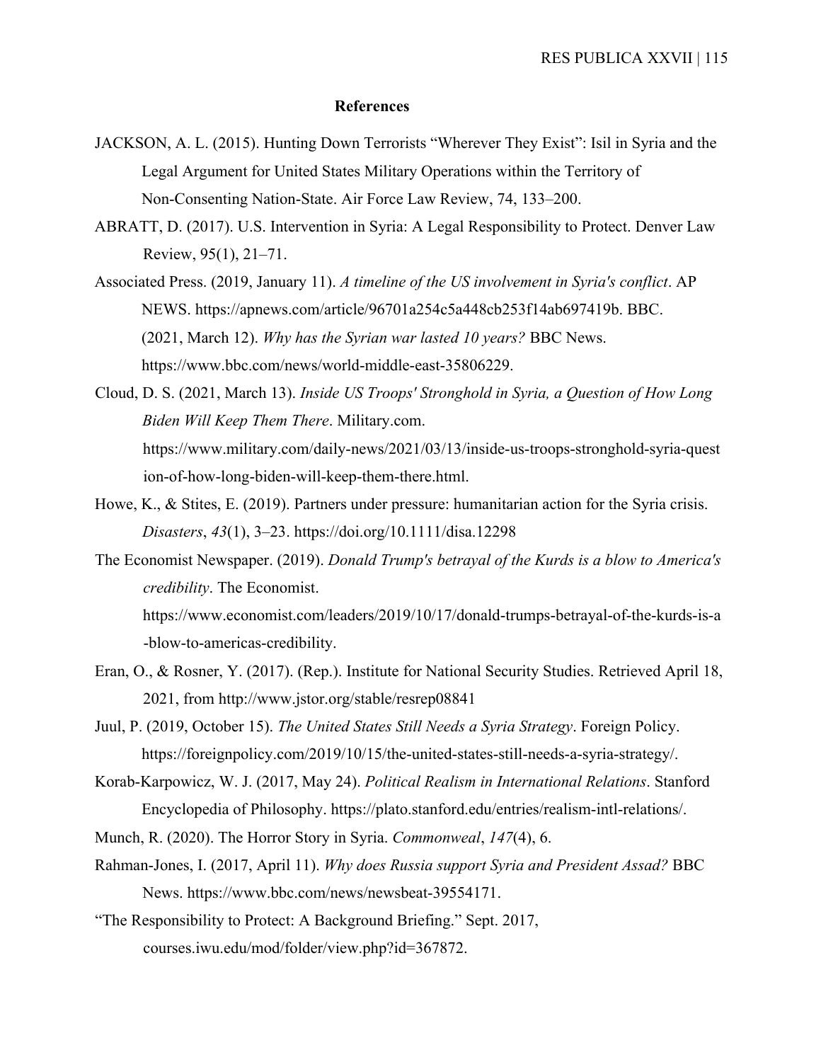### References

JACKSON, A. L. (2015). Hunting Down Terrorists "Wherever They Exist": Isil in Syria and the Legal Argument for United States Military Operations within the Territory of Non-Consenting Nation-State. Air Force Law Review, 74, 133–200.

ABRATT, D. (2017). U.S. Intervention in Syria: A Legal Responsibility to Protect. Denver Law Review, 95(1), 21–71.

Associated Press. (2019, January 11). *A timeline of the US involvement in Syria's conflict*. AP NEWS. https://apnews.com/article/96701a254c5a448cb253f14ab697419b. BBC. (2021, March 12). *Why has the Syrian war lasted 10 years?* BBC News. https://www.bbc.com/news/world-middle-east-35806229.

Cloud, D. S. (2021, March 13). *Inside US Troops' Stronghold in Syria, a Question of How Long Biden Will Keep Them There*. Military.com. https://www.military.com/daily-news/2021/03/13/inside-us-troops-stronghold-syria-question-of-how-long-biden-will-keep-them-there.html.

Howe, K., & Stites, E. (2019). Partners under pressure: humanitarian action for the Syria crisis. *Disasters*, *43*(1), 3–23. https://doi.org/10.1111/disa.12298

The Economist Newspaper. (2019). *Donald Trump's betrayal of the Kurds is a blow to America's credibility*. The Economist. https://www.economist.com/leaders/2019/10/17/donald-trumps-betrayal-of-the-kurds-is-a-blow-to-americas-credibility.

Eran, O., & Rosner, Y. (2017). (Rep.). Institute for National Security Studies. Retrieved April 18, 2021, from http://www.jstor.org/stable/resrep08841

Juul, P. (2019, October 15). *The United States Still Needs a Syria Strategy*. Foreign Policy. https://foreignpolicy.com/2019/10/15/the-united-states-still-needs-a-syria-strategy/.

Korab-Karpowicz, W. J. (2017, May 24). *Political Realism in International Relations*. Stanford Encyclopedia of Philosophy. https://plato.stanford.edu/entries/realism-intl-relations/.

Munch, R. (2020). The Horror Story in Syria. *Commonweal*, *147*(4), 6.

Rahman-Jones, I. (2017, April 11). *Why does Russia support Syria and President Assad?* BBC News. https://www.bbc.com/news/newsbeat-39554171.

"The Responsibility to Protect: A Background Briefing." Sept. 2017, courses.iwu.edu/mod/folder/view.php?id=367872.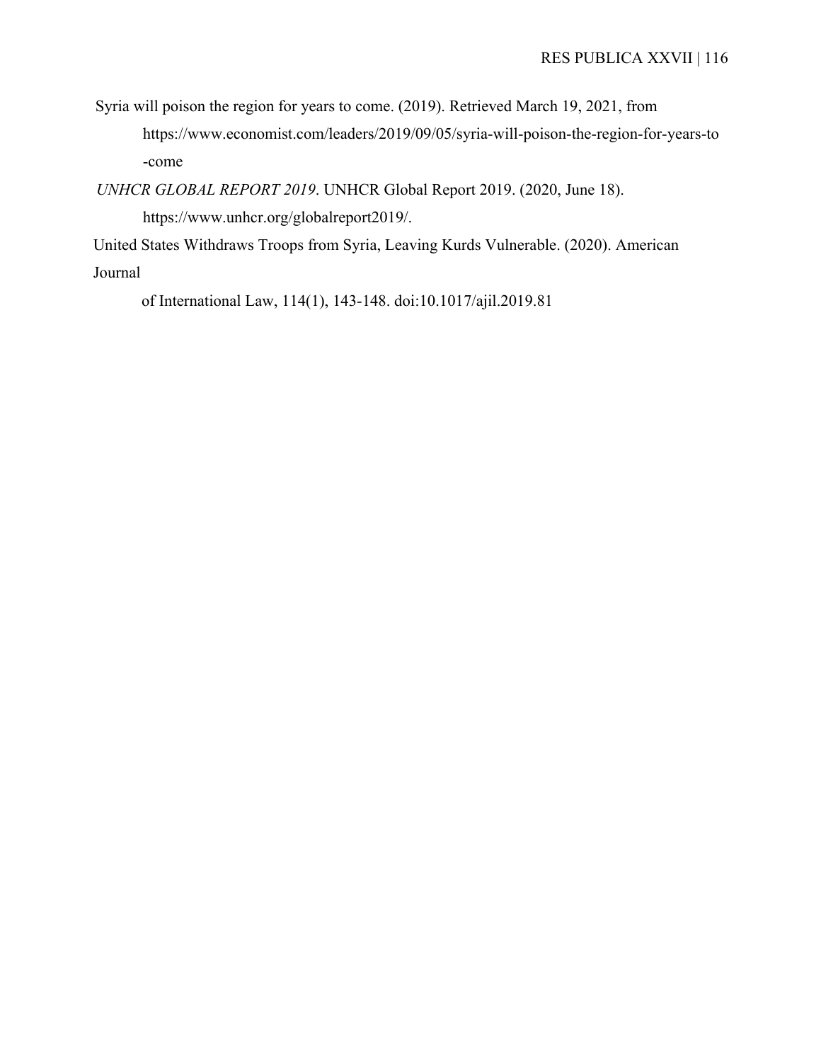Syria will poison the region for years to come. (2019). Retrieved March 19, 2021, from https://www.economist.com/leaders/2019/09/05/syria-will-poison-the-region-for-years-to-come

*UNHCR GLOBAL REPORT 2019*. UNHCR Global Report 2019. (2020, June 18). https://www.unhcr.org/globalreport2019/.

United States Withdraws Troops from Syria, Leaving Kurds Vulnerable. (2020). American Journal of International Law, 114(1), 143-148. doi:10.1017/ajil.2019.81